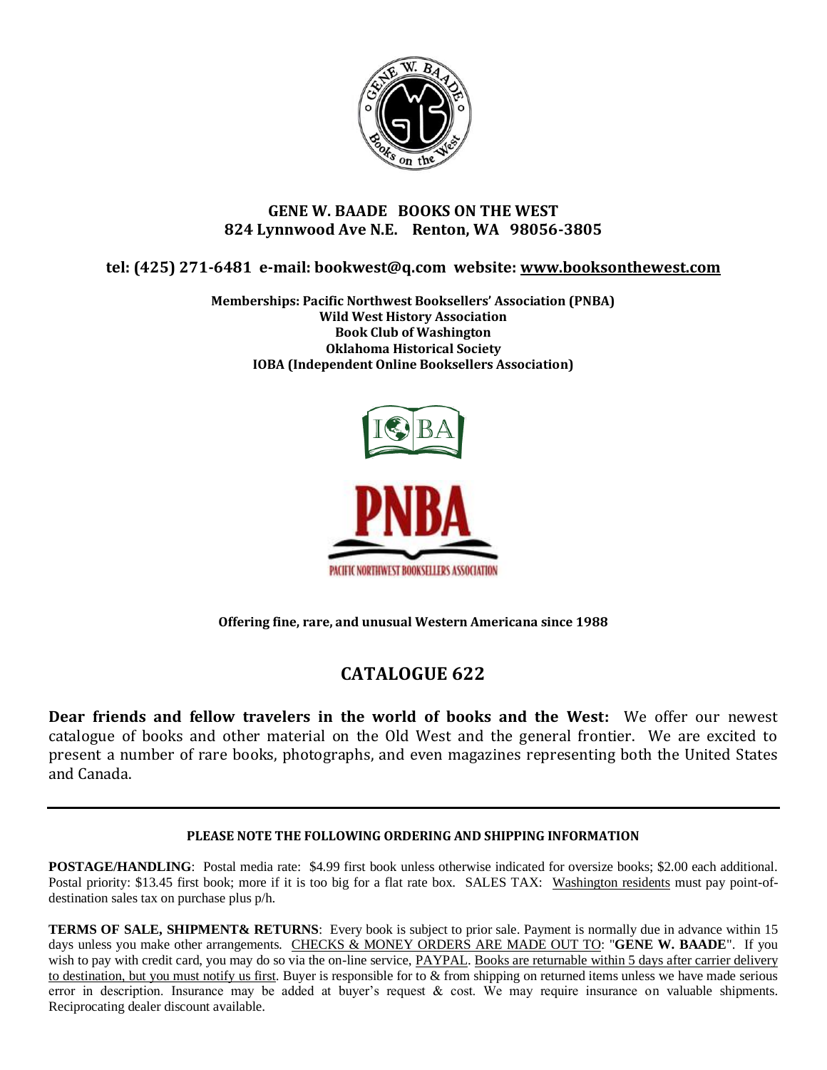**GENE W. BAADE BOOKS ON THE WEST**
**824 Lynnwood Ave N.E. Renton, WA 98056-3805**

**tel: (425) 271-6481 e-mail: bookwest@q.com website: www.booksonthewest.com**

**Memberships: Pacific Northwest Booksellers' Association (PNBA)**
**Wild West History Association**
**Book Club of Washington**
**Oklahoma Historical Society**
**IOBA (Independent Online Booksellers Association)**

**Offering fine, rare, and unusual Western Americana since 1988**

# CATALOGUE 622

**Dear friends and fellow travelers in the world of books and the West:** We offer our newest catalogue of books and other material on the Old West and the general frontier. We are excited to present a number of rare books, photographs, and even magazines representing both the United States and Canada.

---

**PLEASE NOTE THE FOLLOWING ORDERING AND SHIPPING INFORMATION**

**POSTAGE/HANDLING**: Postal media rate: $4.99 first book unless otherwise indicated for oversize books; $2.00 each additional. Postal priority: $13.45 first book; more if it is too big for a flat rate box. SALES TAX: Washington residents must pay point-of-destination sales tax on purchase plus p/h.

**TERMS OF SALE, SHIPMENT& RETURNS**: Every book is subject to prior sale. Payment is normally due in advance within 15 days unless you make other arrangements. CHECKS & MONEY ORDERS ARE MADE OUT TO: "**GENE W. BAADE**". If you wish to pay with credit card, you may do so via the on-line service, PAYPAL. Books are returnable within 5 days after carrier delivery to destination, but you must notify us first. Buyer is responsible for to & from shipping on returned items unless we have made serious error in description. Insurance may be added at buyer's request & cost. We may require insurance on valuable shipments. Reciprocating dealer discount available.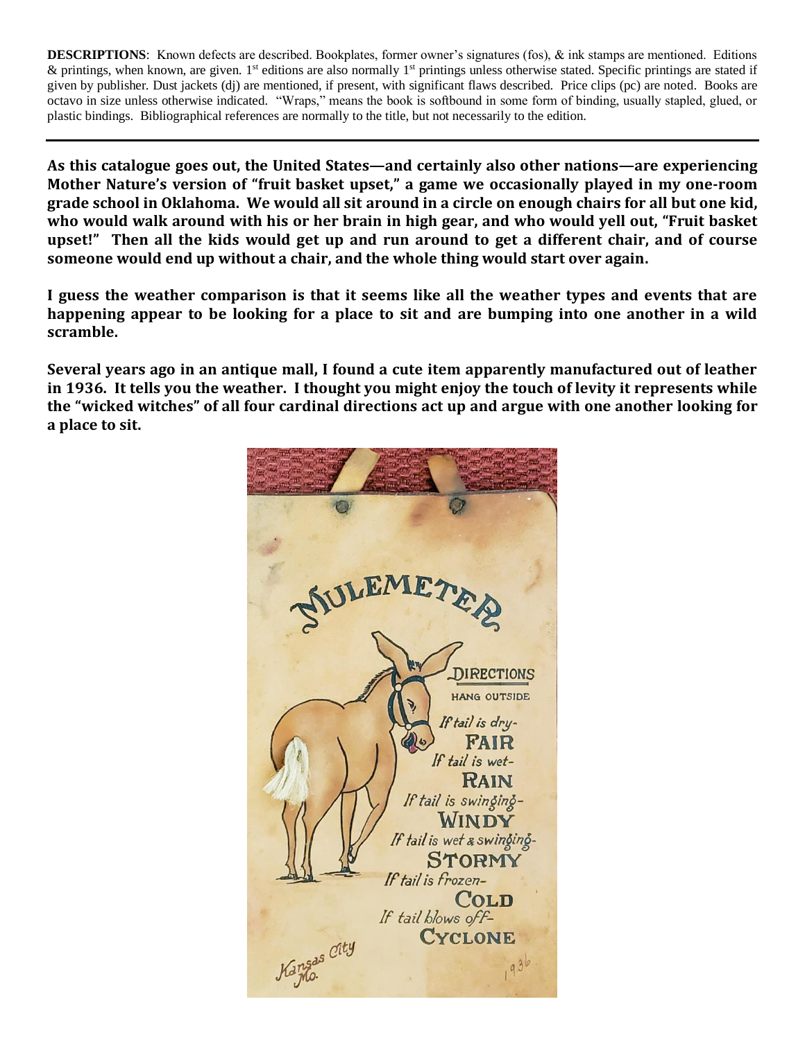**DESCRIPTIONS**: Known defects are described. Bookplates, former owner's signatures (fos), & ink stamps are mentioned. Editions & printings, when known, are given. 1st editions are also normally 1st printings unless otherwise stated. Specific printings are stated if given by publisher. Dust jackets (dj) are mentioned, if present, with significant flaws described. Price clips (pc) are noted. Books are octavo in size unless otherwise indicated. "Wraps," means the book is softbound in some form of binding, usually stapled, glued, or plastic bindings. Bibliographical references are normally to the title, but not necessarily to the edition.

---

**As this catalogue goes out, the United States—and certainly also other nations—are experiencing Mother Nature's version of "fruit basket upset," a game we occasionally played in my one-room grade school in Oklahoma. We would all sit around in a circle on enough chairs for all but one kid, who would walk around with his or her brain in high gear, and who would yell out, "Fruit basket upset!" Then all the kids would get up and run around to get a different chair, and of course someone would end up without a chair, and the whole thing would start over again.**

**I guess the weather comparison is that it seems like all the weather types and events that are happening appear to be looking for a place to sit and are bumping into one another in a wild scramble.**

**Several years ago in an antique mall, I found a cute item apparently manufactured out of leather in 1936. It tells you the weather. I thought you might enjoy the touch of levity it represents while the "wicked witches" of all four cardinal directions act up and argue with one another looking for a place to sit.**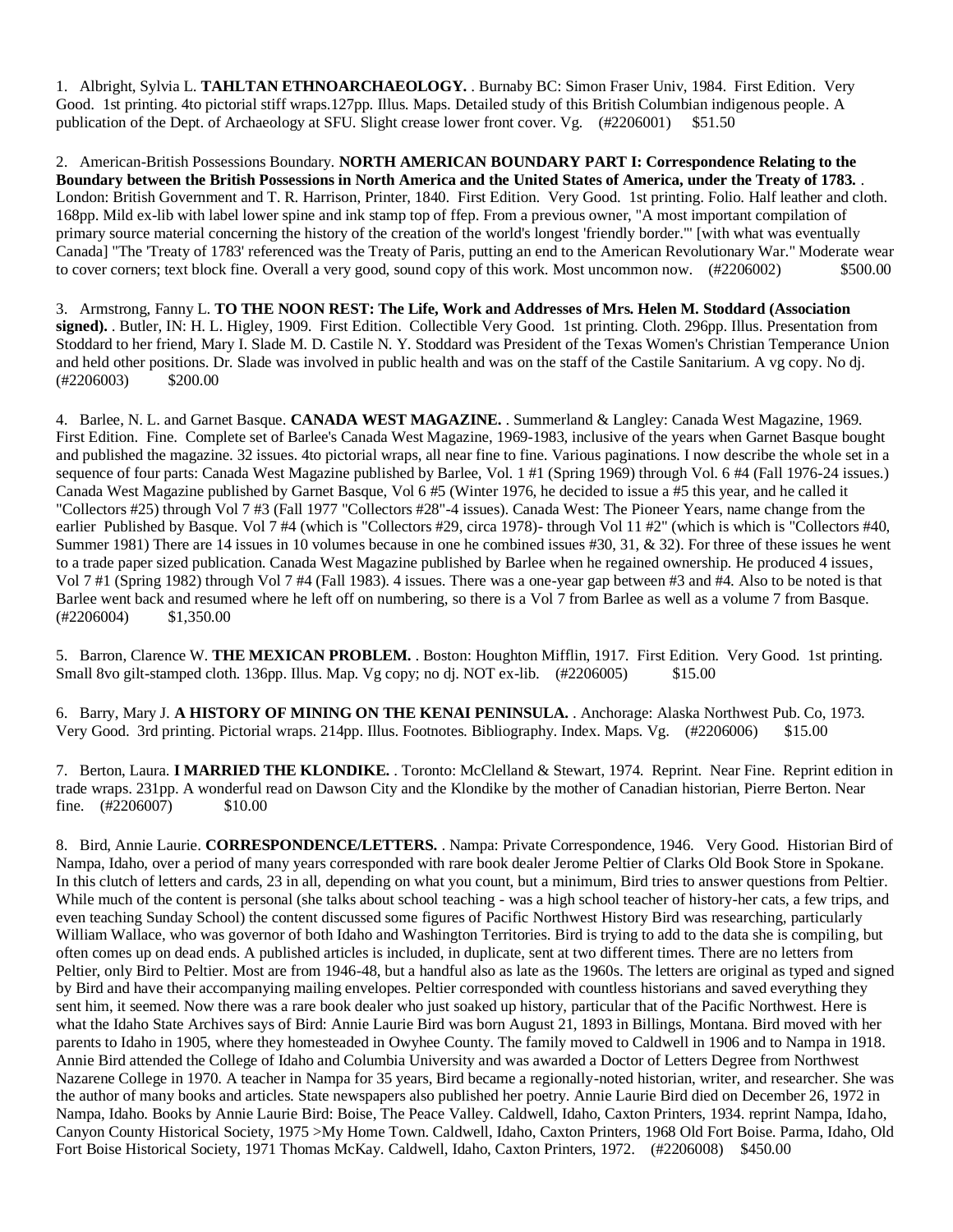1. Albright, Sylvia L. **TAHLTAN ETHNOARCHAEOLOGY.** . Burnaby BC: Simon Fraser Univ, 1984. First Edition. Very Good. 1st printing. 4to pictorial stiff wraps.127pp. Illus. Maps. Detailed study of this British Columbian indigenous people. A publication of the Dept. of Archaeology at SFU. Slight crease lower front cover. Vg. (#2206001) $51.50

2. American-British Possessions Boundary. **NORTH AMERICAN BOUNDARY PART I: Correspondence Relating to the Boundary between the British Possessions in North America and the United States of America, under the Treaty of 1783.** . London: British Government and T. R. Harrison, Printer, 1840. First Edition. Very Good. 1st printing. Folio. Half leather and cloth. 168pp. Mild ex-lib with label lower spine and ink stamp top of ffep. From a previous owner, "A most important compilation of primary source material concerning the history of the creation of the world's longest 'friendly border.'" [with what was eventually Canada] "The 'Treaty of 1783' referenced was the Treaty of Paris, putting an end to the American Revolutionary War." Moderate wear to cover corners; text block fine. Overall a very good, sound copy of this work. Most uncommon now. (#2206002) $500.00

3. Armstrong, Fanny L. **TO THE NOON REST: The Life, Work and Addresses of Mrs. Helen M. Stoddard (Association signed).** . Butler, IN: H. L. Higley, 1909. First Edition. Collectible Very Good. 1st printing. Cloth. 296pp. Illus. Presentation from Stoddard to her friend, Mary I. Slade M. D. Castile N. Y. Stoddard was President of the Texas Women's Christian Temperance Union and held other positions. Dr. Slade was involved in public health and was on the staff of the Castile Sanitarium. A vg copy. No dj. (#2206003) $200.00

4. Barlee, N. L. and Garnet Basque. **CANADA WEST MAGAZINE.** . Summerland & Langley: Canada West Magazine, 1969. First Edition. Fine. Complete set of Barlee's Canada West Magazine, 1969-1983, inclusive of the years when Garnet Basque bought and published the magazine. 32 issues. 4to pictorial wraps, all near fine to fine. Various paginations. I now describe the whole set in a sequence of four parts: Canada West Magazine published by Barlee, Vol. 1 #1 (Spring 1969) through Vol. 6 #4 (Fall 1976-24 issues.) Canada West Magazine published by Garnet Basque, Vol 6 #5 (Winter 1976, he decided to issue a #5 this year, and he called it "Collectors #25) through Vol 7 #3 (Fall 1977 "Collectors #28"-4 issues). Canada West: The Pioneer Years, name change from the earlier Published by Basque. Vol 7 #4 (which is "Collectors #29, circa 1978)- through Vol 11 #2" (which is which is "Collectors #40, Summer 1981) There are 14 issues in 10 volumes because in one he combined issues #30, 31, & 32). For three of these issues he went to a trade paper sized publication. Canada West Magazine published by Barlee when he regained ownership. He produced 4 issues, Vol 7 #1 (Spring 1982) through Vol 7 #4 (Fall 1983). 4 issues. There was a one-year gap between #3 and #4. Also to be noted is that Barlee went back and resumed where he left off on numbering, so there is a Vol 7 from Barlee as well as a volume 7 from Basque. (#2206004) $1,350.00

5. Barron, Clarence W. **THE MEXICAN PROBLEM.** . Boston: Houghton Mifflin, 1917. First Edition. Very Good. 1st printing. Small 8vo gilt-stamped cloth. 136pp. Illus. Map. Vg copy; no dj. NOT ex-lib. (#2206005) $15.00

6. Barry, Mary J. **A HISTORY OF MINING ON THE KENAI PENINSULA.** . Anchorage: Alaska Northwest Pub. Co, 1973. Very Good. 3rd printing. Pictorial wraps. 214pp. Illus. Footnotes. Bibliography. Index. Maps. Vg. (#2206006) $15.00

7. Berton, Laura. **I MARRIED THE KLONDIKE.** . Toronto: McClelland & Stewart, 1974. Reprint. Near Fine. Reprint edition in trade wraps. 231pp. A wonderful read on Dawson City and the Klondike by the mother of Canadian historian, Pierre Berton. Near fine. (#2206007) $10.00

8. Bird, Annie Laurie. **CORRESPONDENCE/LETTERS.** . Nampa: Private Correspondence, 1946. Very Good. Historian Bird of Nampa, Idaho, over a period of many years corresponded with rare book dealer Jerome Peltier of Clarks Old Book Store in Spokane. In this clutch of letters and cards, 23 in all, depending on what you count, but a minimum, Bird tries to answer questions from Peltier. While much of the content is personal (she talks about school teaching - was a high school teacher of history-her cats, a few trips, and even teaching Sunday School) the content discussed some figures of Pacific Northwest History Bird was researching, particularly William Wallace, who was governor of both Idaho and Washington Territories. Bird is trying to add to the data she is compiling, but often comes up on dead ends. A published articles is included, in duplicate, sent at two different times. There are no letters from Peltier, only Bird to Peltier. Most are from 1946-48, but a handful also as late as the 1960s. The letters are original as typed and signed by Bird and have their accompanying mailing envelopes. Peltier corresponded with countless historians and saved everything they sent him, it seemed. Now there was a rare book dealer who just soaked up history, particular that of the Pacific Northwest. Here is what the Idaho State Archives says of Bird: Annie Laurie Bird was born August 21, 1893 in Billings, Montana. Bird moved with her parents to Idaho in 1905, where they homesteaded in Owyhee County. The family moved to Caldwell in 1906 and to Nampa in 1918. Annie Bird attended the College of Idaho and Columbia University and was awarded a Doctor of Letters Degree from Northwest Nazarene College in 1970. A teacher in Nampa for 35 years, Bird became a regionally-noted historian, writer, and researcher. She was the author of many books and articles. State newspapers also published her poetry. Annie Laurie Bird died on December 26, 1972 in Nampa, Idaho. Books by Annie Laurie Bird: Boise, The Peace Valley. Caldwell, Idaho, Caxton Printers, 1934. reprint Nampa, Idaho, Canyon County Historical Society, 1975 >My Home Town. Caldwell, Idaho, Caxton Printers, 1968 Old Fort Boise. Parma, Idaho, Old Fort Boise Historical Society, 1971 Thomas McKay. Caldwell, Idaho, Caxton Printers, 1972. (#2206008) $450.00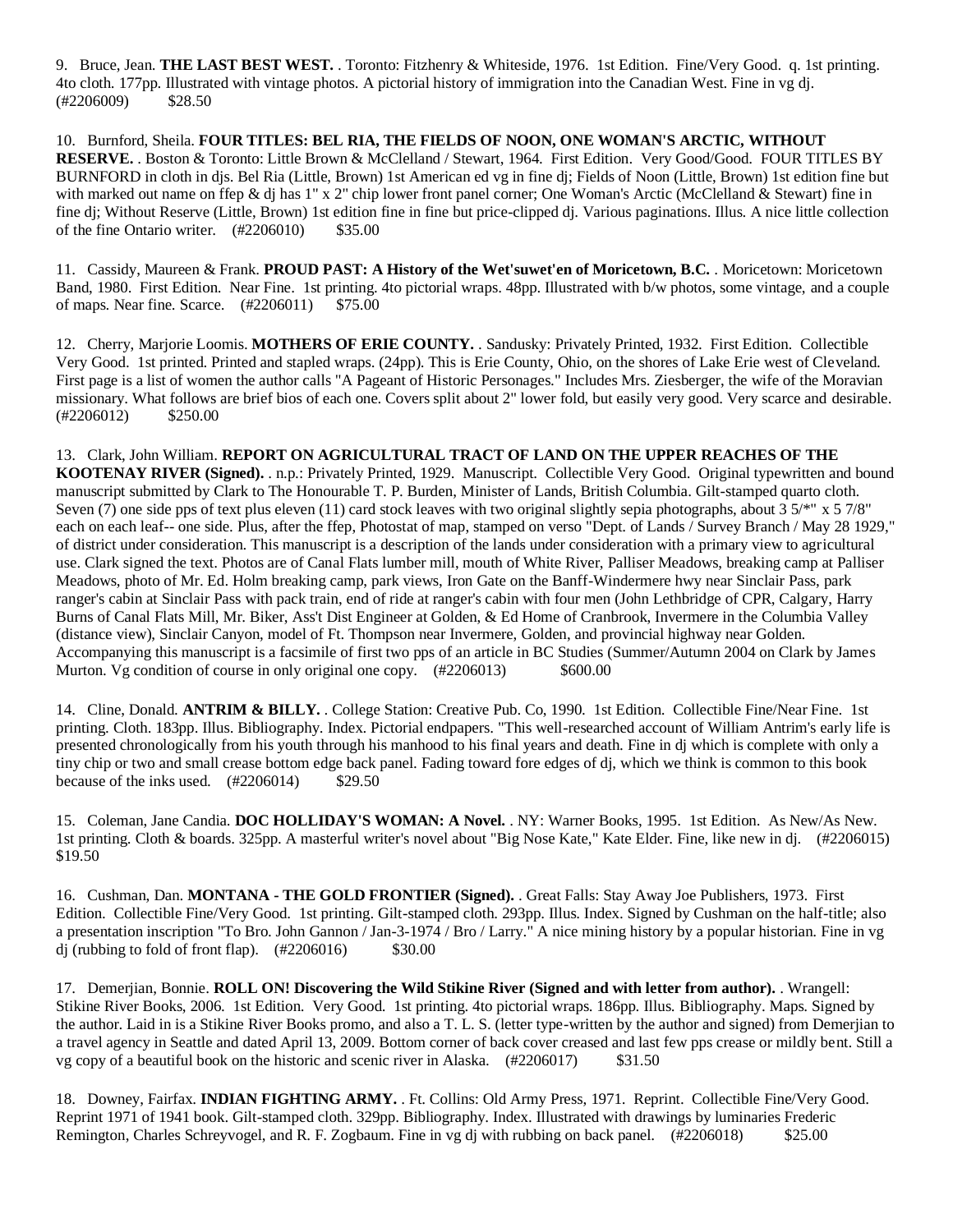9. Bruce, Jean. **THE LAST BEST WEST.** . Toronto: Fitzhenry & Whiteside, 1976. 1st Edition. Fine/Very Good. q. 1st printing. 4to cloth. 177pp. Illustrated with vintage photos. A pictorial history of immigration into the Canadian West. Fine in vg dj. (#2206009) $28.50

10. Burnford, Sheila. **FOUR TITLES: BEL RIA, THE FIELDS OF NOON, ONE WOMAN'S ARCTIC, WITHOUT RESERVE.** . Boston & Toronto: Little Brown & McClelland / Stewart, 1964. First Edition. Very Good/Good. FOUR TITLES BY BURNFORD in cloth in djs. Bel Ria (Little, Brown) 1st American ed vg in fine dj; Fields of Noon (Little, Brown) 1st edition fine but with marked out name on ffep & dj has 1" x 2" chip lower front panel corner; One Woman's Arctic (McClelland & Stewart) fine in fine dj; Without Reserve (Little, Brown) 1st edition fine in fine but price-clipped dj. Various paginations. Illus. A nice little collection of the fine Ontario writer. (#2206010) $35.00

11. Cassidy, Maureen & Frank. **PROUD PAST: A History of the Wet'suwet'en of Moricetown, B.C.** . Moricetown: Moricetown Band, 1980. First Edition. Near Fine. 1st printing. 4to pictorial wraps. 48pp. Illustrated with b/w photos, some vintage, and a couple of maps. Near fine. Scarce. (#2206011) $75.00

12. Cherry, Marjorie Loomis. **MOTHERS OF ERIE COUNTY.** . Sandusky: Privately Printed, 1932. First Edition. Collectible Very Good. 1st printed. Printed and stapled wraps. (24pp). This is Erie County, Ohio, on the shores of Lake Erie west of Cleveland. First page is a list of women the author calls "A Pageant of Historic Personages." Includes Mrs. Ziesberger, the wife of the Moravian missionary. What follows are brief bios of each one. Covers split about 2" lower fold, but easily very good. Very scarce and desirable. (#2206012) $250.00

13. Clark, John William. **REPORT ON AGRICULTURAL TRACT OF LAND ON THE UPPER REACHES OF THE KOOTENAY RIVER (Signed).** . n.p.: Privately Printed, 1929. Manuscript. Collectible Very Good. Original typewritten and bound manuscript submitted by Clark to The Honourable T. P. Burden, Minister of Lands, British Columbia. Gilt-stamped quarto cloth. Seven (7) one side pps of text plus eleven (11) card stock leaves with two original slightly sepia photographs, about 3 5/*" x 5 7/8" each on each leaf-- one side. Plus, after the ffep, Photostat of map, stamped on verso "Dept. of Lands / Survey Branch / May 28 1929," of district under consideration. This manuscript is a description of the lands under consideration with a primary view to agricultural use. Clark signed the text. Photos are of Canal Flats lumber mill, mouth of White River, Palliser Meadows, breaking camp at Palliser Meadows, photo of Mr. Ed. Holm breaking camp, park views, Iron Gate on the Banff-Windermere hwy near Sinclair Pass, park ranger's cabin at Sinclair Pass with pack train, end of ride at ranger's cabin with four men (John Lethbridge of CPR, Calgary, Harry Burns of Canal Flats Mill, Mr. Biker, Ass't Dist Engineer at Golden, & Ed Home of Cranbrook, Invermere in the Columbia Valley (distance view), Sinclair Canyon, model of Ft. Thompson near Invermere, Golden, and provincial highway near Golden. Accompanying this manuscript is a facsimile of first two pps of an article in BC Studies (Summer/Autumn 2004 on Clark by James Murton. Vg condition of course in only original one copy. (#2206013) $600.00

14. Cline, Donald. **ANTRIM & BILLY.** . College Station: Creative Pub. Co, 1990. 1st Edition. Collectible Fine/Near Fine. 1st printing. Cloth. 183pp. Illus. Bibliography. Index. Pictorial endpapers. "This well-researched account of William Antrim's early life is presented chronologically from his youth through his manhood to his final years and death. Fine in dj which is complete with only a tiny chip or two and small crease bottom edge back panel. Fading toward fore edges of dj, which we think is common to this book because of the inks used. (#2206014) $29.50

15. Coleman, Jane Candia. **DOC HOLLIDAY'S WOMAN: A Novel.** . NY: Warner Books, 1995. 1st Edition. As New/As New. 1st printing. Cloth & boards. 325pp. A masterful writer's novel about "Big Nose Kate," Kate Elder. Fine, like new in dj. (#2206015) $19.50

16. Cushman, Dan. **MONTANA - THE GOLD FRONTIER (Signed).** . Great Falls: Stay Away Joe Publishers, 1973. First Edition. Collectible Fine/Very Good. 1st printing. Gilt-stamped cloth. 293pp. Illus. Index. Signed by Cushman on the half-title; also a presentation inscription "To Bro. John Gannon / Jan-3-1974 / Bro / Larry." A nice mining history by a popular historian. Fine in vg dj (rubbing to fold of front flap). (#2206016) $30.00

17. Demerjian, Bonnie. **ROLL ON! Discovering the Wild Stikine River (Signed and with letter from author).** . Wrangell: Stikine River Books, 2006. 1st Edition. Very Good. 1st printing. 4to pictorial wraps. 186pp. Illus. Bibliography. Maps. Signed by the author. Laid in is a Stikine River Books promo, and also a T. L. S. (letter type-written by the author and signed) from Demerjian to a travel agency in Seattle and dated April 13, 2009. Bottom corner of back cover creased and last few pps crease or mildly bent. Still a vg copy of a beautiful book on the historic and scenic river in Alaska. (#2206017) $31.50

18. Downey, Fairfax. **INDIAN FIGHTING ARMY.** . Ft. Collins: Old Army Press, 1971. Reprint. Collectible Fine/Very Good. Reprint 1971 of 1941 book. Gilt-stamped cloth. 329pp. Bibliography. Index. Illustrated with drawings by luminaries Frederic Remington, Charles Schreyvogel, and R. F. Zogbaum. Fine in vg dj with rubbing on back panel. (#2206018) $25.00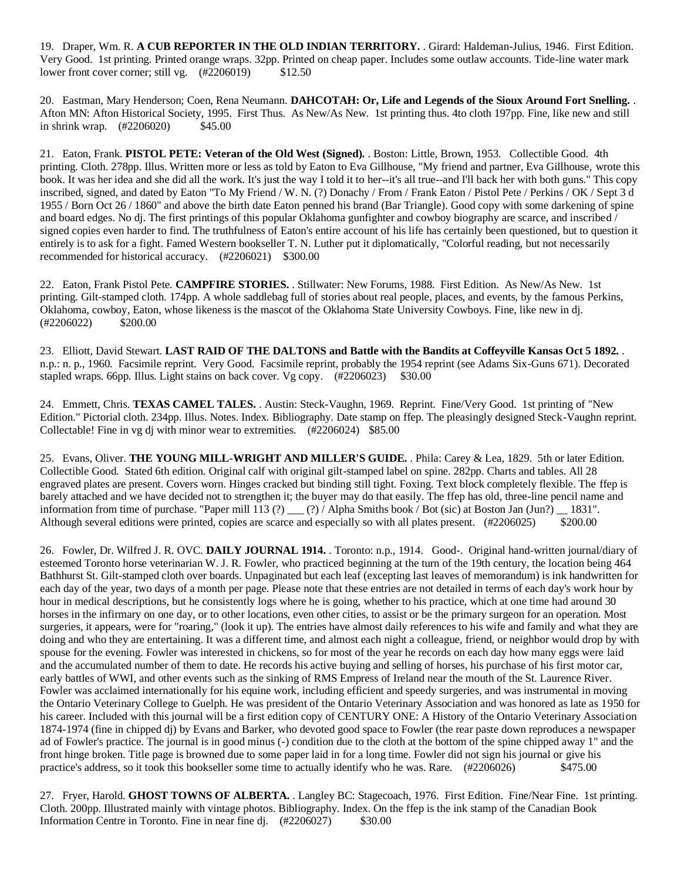19. Draper, Wm. R. **A CUB REPORTER IN THE OLD INDIAN TERRITORY.** . Girard: Haldeman-Julius, 1946. First Edition. Very Good. 1st printing. Printed orange wraps. 32pp. Printed on cheap paper. Includes some outlaw accounts. Tide-line water mark lower front cover corner; still vg. (#2206019) $12.50

20. Eastman, Mary Henderson; Coen, Rena Neumann. **DAHCOTAH: Or, Life and Legends of the Sioux Around Fort Snelling.** . Afton MN: Afton Historical Society, 1995. First Thus. As New/As New. 1st printing thus. 4to cloth 197pp. Fine, like new and still in shrink wrap. (#2206020) $45.00

21. Eaton, Frank. **PISTOL PETE: Veteran of the Old West (Signed).** . Boston: Little, Brown, 1953. Collectible Good. 4th printing. Cloth. 278pp. Illus. Written more or less as told by Eaton to Eva Gillhouse, "My friend and partner, Eva Gillhouse, wrote this book. It was her idea and she did all the work. It's just the way I told it to her--it's all true--and I'll back her with both guns." This copy inscribed, signed, and dated by Eaton "To My Friend / W. N. (?) Donachy / From / Frank Eaton / Pistol Pete / Perkins / OK / Sept 3 d 1955 / Born Oct 26 / 1860" and above the birth date Eaton penned his brand (Bar Triangle). Good copy with some darkening of spine and board edges. No dj. The first printings of this popular Oklahoma gunfighter and cowboy biography are scarce, and inscribed / signed copies even harder to find. The truthfulness of Eaton's entire account of his life has certainly been questioned, but to question it entirely is to ask for a fight. Famed Western bookseller T. N. Luther put it diplomatically, "Colorful reading, but not necessarily recommended for historical accuracy. (#2206021) $300.00

22. Eaton, Frank Pistol Pete. **CAMPFIRE STORIES.** . Stillwater: New Forums, 1988. First Edition. As New/As New. 1st printing. Gilt-stamped cloth. 174pp. A whole saddlebag full of stories about real people, places, and events, by the famous Perkins, Oklahoma, cowboy, Eaton, whose likeness is the mascot of the Oklahoma State University Cowboys. Fine, like new in dj. (#2206022) $200.00

23. Elliott, David Stewart. **LAST RAID OF THE DALTONS and Battle with the Bandits at Coffeyville Kansas Oct 5 1892.** . n.p.: n. p., 1960. Facsimile reprint. Very Good. Facsimile reprint, probably the 1954 reprint (see Adams Six-Guns 671). Decorated stapled wraps. 66pp. Illus. Light stains on back cover. Vg copy. (#2206023) $30.00

24. Emmett, Chris. **TEXAS CAMEL TALES.** . Austin: Steck-Vaughn, 1969. Reprint. Fine/Very Good. 1st printing of "New Edition." Pictorial cloth. 234pp. Illus. Notes. Index. Bibliography. Date stamp on ffep. The pleasingly designed Steck-Vaughn reprint. Collectable! Fine in vg dj with minor wear to extremities. (#2206024) $85.00

25. Evans, Oliver. **THE YOUNG MILL-WRIGHT AND MILLER'S GUIDE.** . Phila: Carey & Lea, 1829. 5th or later Edition. Collectible Good. Stated 6th edition. Original calf with original gilt-stamped label on spine. 282pp. Charts and tables. All 28 engraved plates are present. Covers worn. Hinges cracked but binding still tight. Foxing. Text block completely flexible. The ffep is barely attached and we have decided not to strengthen it; the buyer may do that easily. The ffep has old, three-line pencil name and information from time of purchase. "Paper mill 113 (?) ___ (?) / Alpha Smiths book / Bot (sic) at Boston Jan (Jun?) __ 1831". Although several editions were printed, copies are scarce and especially so with all plates present. (#2206025) $200.00

26. Fowler, Dr. Wilfred J. R. OVC. **DAILY JOURNAL 1914.** . Toronto: n.p., 1914. Good-. Original hand-written journal/diary of esteemed Toronto horse veterinarian W. J. R. Fowler, who practiced beginning at the turn of the 19th century, the location being 464 Bathhurst St. Gilt-stamped cloth over boards. Unpaginated but each leaf (excepting last leaves of memorandum) is ink handwritten for each day of the year, two days of a month per page. Please note that these entries are not detailed in terms of each day's work hour by hour in medical descriptions, but he consistently logs where he is going, whether to his practice, which at one time had around 30 horses in the infirmary on one day, or to other locations, even other cities, to assist or be the primary surgeon for an operation. Most surgeries, it appears, were for "roaring," (look it up). The entries have almost daily references to his wife and family and what they are doing and who they are entertaining. It was a different time, and almost each night a colleague, friend, or neighbor would drop by with spouse for the evening. Fowler was interested in chickens, so for most of the year he records on each day how many eggs were laid and the accumulated number of them to date. He records his active buying and selling of horses, his purchase of his first motor car, early battles of WWI, and other events such as the sinking of RMS Empress of Ireland near the mouth of the St. Laurence River. Fowler was acclaimed internationally for his equine work, including efficient and speedy surgeries, and was instrumental in moving the Ontario Veterinary College to Guelph. He was president of the Ontario Veterinary Association and was honored as late as 1950 for his career. Included with this journal will be a first edition copy of CENTURY ONE: A History of the Ontario Veterinary Association 1874-1974 (fine in chipped dj) by Evans and Barker, who devoted good space to Fowler (the rear paste down reproduces a newspaper ad of Fowler's practice. The journal is in good minus (-) condition due to the cloth at the bottom of the spine chipped away 1" and the front hinge broken. Title page is browned due to some paper laid in for a long time. Fowler did not sign his journal or give his practice's address, so it took this bookseller some time to actually identify who he was. Rare. (#2206026) $475.00

27. Fryer, Harold. **GHOST TOWNS OF ALBERTA.** . Langley BC: Stagecoach, 1976. First Edition. Fine/Near Fine. 1st printing. Cloth. 200pp. Illustrated mainly with vintage photos. Bibliography. Index. On the ffep is the ink stamp of the Canadian Book Information Centre in Toronto. Fine in near fine dj. (#2206027) $30.00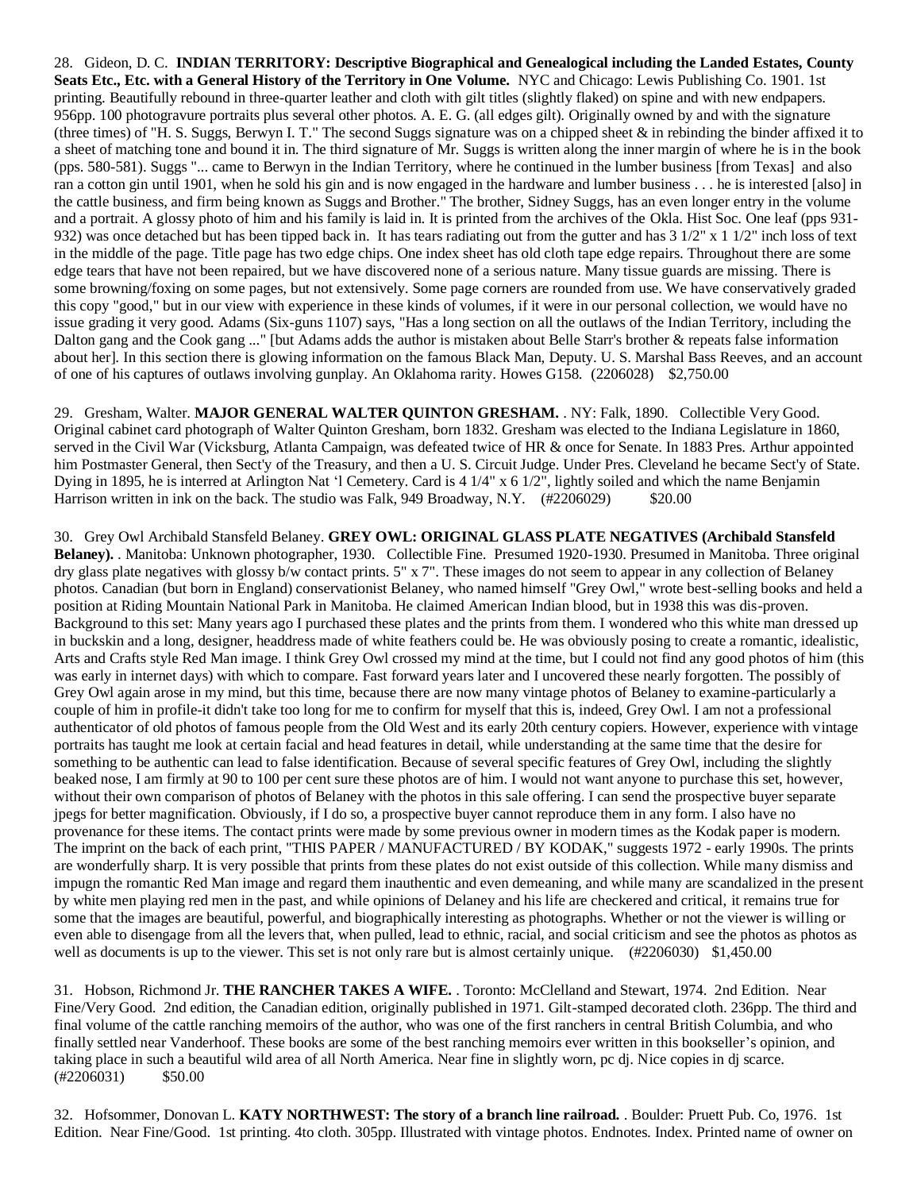28. Gideon, D. C. **INDIAN TERRITORY: Descriptive Biographical and Genealogical including the Landed Estates, County Seats Etc., Etc. with a General History of the Territory in One Volume.** NYC and Chicago: Lewis Publishing Co. 1901. 1st printing. Beautifully rebound in three-quarter leather and cloth with gilt titles (slightly flaked) on spine and with new endpapers. 956pp. 100 photogravure portraits plus several other photos. A. E. G. (all edges gilt). Originally owned by and with the signature (three times) of "H. S. Suggs, Berwyn I. T." The second Suggs signature was on a chipped sheet & in rebinding the binder affixed it to a sheet of matching tone and bound it in. The third signature of Mr. Suggs is written along the inner margin of where he is in the book (pps. 580-581). Suggs "... came to Berwyn in the Indian Territory, where he continued in the lumber business [from Texas] and also ran a cotton gin until 1901, when he sold his gin and is now engaged in the hardware and lumber business . . . he is interested [also] in the cattle business, and firm being known as Suggs and Brother." The brother, Sidney Suggs, has an even longer entry in the volume and a portrait. A glossy photo of him and his family is laid in. It is printed from the archives of the Okla. Hist Soc. One leaf (pps 931-932) was once detached but has been tipped back in. It has tears radiating out from the gutter and has 3 1/2" x 1 1/2" inch loss of text in the middle of the page. Title page has two edge chips. One index sheet has old cloth tape edge repairs. Throughout there are some edge tears that have not been repaired, but we have discovered none of a serious nature. Many tissue guards are missing. There is some browning/foxing on some pages, but not extensively. Some page corners are rounded from use. We have conservatively graded this copy "good," but in our view with experience in these kinds of volumes, if it were in our personal collection, we would have no issue grading it very good. Adams (Six-guns 1107) says, "Has a long section on all the outlaws of the Indian Territory, including the Dalton gang and the Cook gang ..." [but Adams adds the author is mistaken about Belle Starr's brother & repeats false information about her]. In this section there is glowing information on the famous Black Man, Deputy. U. S. Marshal Bass Reeves, and an account of one of his captures of outlaws involving gunplay. An Oklahoma rarity. Howes G158. (2206028) $2,750.00

29. Gresham, Walter. **MAJOR GENERAL WALTER QUINTON GRESHAM.** . NY: Falk, 1890. Collectible Very Good. Original cabinet card photograph of Walter Quinton Gresham, born 1832. Gresham was elected to the Indiana Legislature in 1860, served in the Civil War (Vicksburg, Atlanta Campaign, was defeated twice of HR & once for Senate. In 1883 Pres. Arthur appointed him Postmaster General, then Sect'y of the Treasury, and then a U. S. Circuit Judge. Under Pres. Cleveland he became Sect'y of State. Dying in 1895, he is interred at Arlington Nat 'l Cemetery. Card is 4 1/4" x 6 1/2", lightly soiled and which the name Benjamin Harrison written in ink on the back. The studio was Falk, 949 Broadway, N.Y. (#2206029) $20.00

30. Grey Owl Archibald Stansfeld Belaney. **GREY OWL: ORIGINAL GLASS PLATE NEGATIVES (Archibald Stansfeld Belaney).** . Manitoba: Unknown photographer, 1930. Collectible Fine. Presumed 1920-1930. Presumed in Manitoba. Three original dry glass plate negatives with glossy b/w contact prints. 5" x 7". These images do not seem to appear in any collection of Belaney photos. Canadian (but born in England) conservationist Belaney, who named himself "Grey Owl," wrote best-selling books and held a position at Riding Mountain National Park in Manitoba. He claimed American Indian blood, but in 1938 this was dis-proven. Background to this set: Many years ago I purchased these plates and the prints from them. I wondered who this white man dressed up in buckskin and a long, designer, headdress made of white feathers could be. He was obviously posing to create a romantic, idealistic, Arts and Crafts style Red Man image. I think Grey Owl crossed my mind at the time, but I could not find any good photos of him (this was early in internet days) with which to compare. Fast forward years later and I uncovered these nearly forgotten. The possibly of Grey Owl again arose in my mind, but this time, because there are now many vintage photos of Belaney to examine-particularly a couple of him in profile-it didn't take too long for me to confirm for myself that this is, indeed, Grey Owl. I am not a professional authenticator of old photos of famous people from the Old West and its early 20th century copiers. However, experience with vintage portraits has taught me look at certain facial and head features in detail, while understanding at the same time that the desire for something to be authentic can lead to false identification. Because of several specific features of Grey Owl, including the slightly beaked nose, I am firmly at 90 to 100 per cent sure these photos are of him. I would not want anyone to purchase this set, however, without their own comparison of photos of Belaney with the photos in this sale offering. I can send the prospective buyer separate jpegs for better magnification. Obviously, if I do so, a prospective buyer cannot reproduce them in any form. I also have no provenance for these items. The contact prints were made by some previous owner in modern times as the Kodak paper is modern. The imprint on the back of each print, "THIS PAPER / MANUFACTURED / BY KODAK," suggests 1972 - early 1990s. The prints are wonderfully sharp. It is very possible that prints from these plates do not exist outside of this collection. While many dismiss and impugn the romantic Red Man image and regard them inauthentic and even demeaning, and while many are scandalized in the present by white men playing red men in the past, and while opinions of Delaney and his life are checkered and critical, it remains true for some that the images are beautiful, powerful, and biographically interesting as photographs. Whether or not the viewer is willing or even able to disengage from all the levers that, when pulled, lead to ethnic, racial, and social criticism and see the photos as photos as well as documents is up to the viewer. This set is not only rare but is almost certainly unique. (#2206030) $1,450.00

31. Hobson, Richmond Jr. **THE RANCHER TAKES A WIFE.** . Toronto: McClelland and Stewart, 1974. 2nd Edition. Near Fine/Very Good. 2nd edition, the Canadian edition, originally published in 1971. Gilt-stamped decorated cloth. 236pp. The third and final volume of the cattle ranching memoirs of the author, who was one of the first ranchers in central British Columbia, and who finally settled near Vanderhoof. These books are some of the best ranching memoirs ever written in this bookseller's opinion, and taking place in such a beautiful wild area of all North America. Near fine in slightly worn, pc dj. Nice copies in dj scarce. (#2206031) $50.00

32. Hofsommer, Donovan L. **KATY NORTHWEST: The story of a branch line railroad.** . Boulder: Pruett Pub. Co, 1976. 1st Edition. Near Fine/Good. 1st printing. 4to cloth. 305pp. Illustrated with vintage photos. Endnotes. Index. Printed name of owner on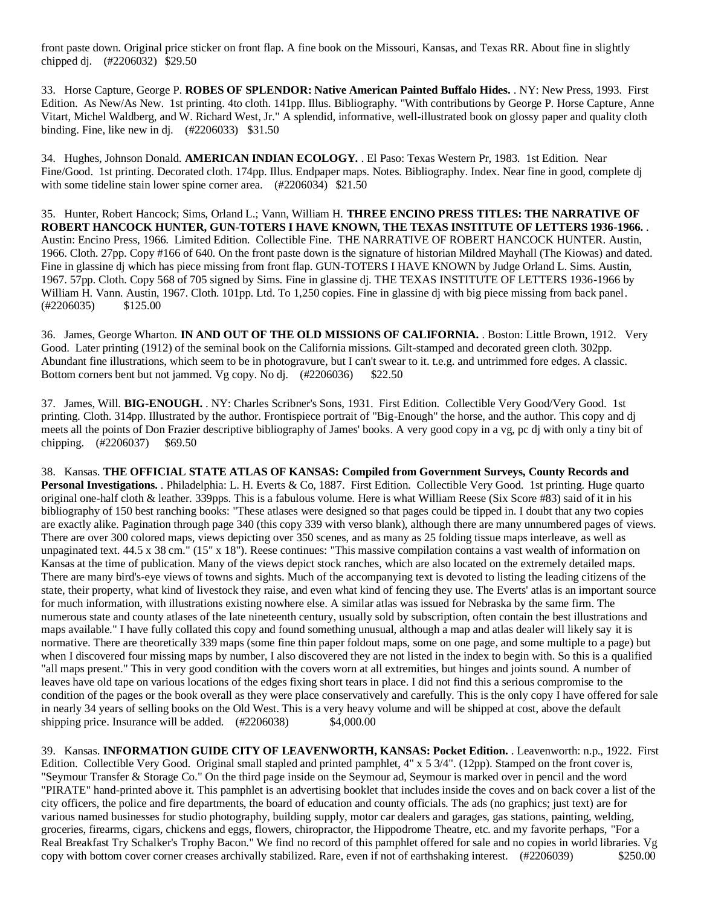front paste down. Original price sticker on front flap. A fine book on the Missouri, Kansas, and Texas RR. About fine in slightly chipped dj. (#2206032) $29.50

33. Horse Capture, George P. **ROBES OF SPLENDOR: Native American Painted Buffalo Hides.** . NY: New Press, 1993. First Edition. As New/As New. 1st printing. 4to cloth. 141pp. Illus. Bibliography. "With contributions by George P. Horse Capture, Anne Vitart, Michel Waldberg, and W. Richard West, Jr." A splendid, informative, well-illustrated book on glossy paper and quality cloth binding. Fine, like new in dj. (#2206033) $31.50

34. Hughes, Johnson Donald. **AMERICAN INDIAN ECOLOGY.** . El Paso: Texas Western Pr, 1983. 1st Edition. Near Fine/Good. 1st printing. Decorated cloth. 174pp. Illus. Endpaper maps. Notes. Bibliography. Index. Near fine in good, complete dj with some tideline stain lower spine corner area. (#2206034) $21.50

35. Hunter, Robert Hancock; Sims, Orland L.; Vann, William H. **THREE ENCINO PRESS TITLES: THE NARRATIVE OF ROBERT HANCOCK HUNTER, GUN-TOTERS I HAVE KNOWN, THE TEXAS INSTITUTE OF LETTERS 1936-1966.** . Austin: Encino Press, 1966. Limited Edition. Collectible Fine. THE NARRATIVE OF ROBERT HANCOCK HUNTER. Austin, 1966. Cloth. 27pp. Copy #166 of 640. On the front paste down is the signature of historian Mildred Mayhall (The Kiowas) and dated. Fine in glassine dj which has piece missing from front flap. GUN-TOTERS I HAVE KNOWN by Judge Orland L. Sims. Austin, 1967. 57pp. Cloth. Copy 568 of 705 signed by Sims. Fine in glassine dj. THE TEXAS INSTITUTE OF LETTERS 1936-1966 by William H. Vann. Austin, 1967. Cloth. 101pp. Ltd. To 1,250 copies. Fine in glassine dj with big piece missing from back panel. (#2206035) $125.00

36. James, George Wharton. **IN AND OUT OF THE OLD MISSIONS OF CALIFORNIA.** . Boston: Little Brown, 1912. Very Good. Later printing (1912) of the seminal book on the California missions. Gilt-stamped and decorated green cloth. 302pp. Abundant fine illustrations, which seem to be in photogravure, but I can't swear to it. t.e.g. and untrimmed fore edges. A classic. Bottom corners bent but not jammed. Vg copy. No dj. (#2206036) $22.50

37. James, Will. **BIG-ENOUGH.** . NY: Charles Scribner's Sons, 1931. First Edition. Collectible Very Good/Very Good. 1st printing. Cloth. 314pp. Illustrated by the author. Frontispiece portrait of "Big-Enough" the horse, and the author. This copy and dj meets all the points of Don Frazier descriptive bibliography of James' books. A very good copy in a vg, pc dj with only a tiny bit of chipping. (#2206037) $69.50

38. Kansas. **THE OFFICIAL STATE ATLAS OF KANSAS: Compiled from Government Surveys, County Records and Personal Investigations.** . Philadelphia: L. H. Everts & Co, 1887. First Edition. Collectible Very Good. 1st printing. Huge quarto original one-half cloth & leather. 339pps. This is a fabulous volume. Here is what William Reese (Six Score #83) said of it in his bibliography of 150 best ranching books: "These atlases were designed so that pages could be tipped in. I doubt that any two copies are exactly alike. Pagination through page 340 (this copy 339 with verso blank), although there are many unnumbered pages of views. There are over 300 colored maps, views depicting over 350 scenes, and as many as 25 folding tissue maps interleave, as well as unpaginated text. 44.5 x 38 cm." (15" x 18"). Reese continues: "This massive compilation contains a vast wealth of information on Kansas at the time of publication. Many of the views depict stock ranches, which are also located on the extremely detailed maps. There are many bird's-eye views of towns and sights. Much of the accompanying text is devoted to listing the leading citizens of the state, their property, what kind of livestock they raise, and even what kind of fencing they use. The Everts' atlas is an important source for much information, with illustrations existing nowhere else. A similar atlas was issued for Nebraska by the same firm. The numerous state and county atlases of the late nineteenth century, usually sold by subscription, often contain the best illustrations and maps available." I have fully collated this copy and found something unusual, although a map and atlas dealer will likely say it is normative. There are theoretically 339 maps (some fine thin paper foldout maps, some on one page, and some multiple to a page) but when I discovered four missing maps by number, I also discovered they are not listed in the index to begin with. So this is a qualified "all maps present." This in very good condition with the covers worn at all extremities, but hinges and joints sound. A number of leaves have old tape on various locations of the edges fixing short tears in place. I did not find this a serious compromise to the condition of the pages or the book overall as they were place conservatively and carefully. This is the only copy I have offered for sale in nearly 34 years of selling books on the Old West. This is a very heavy volume and will be shipped at cost, above the default shipping price. Insurance will be added. (#2206038) $4,000.00

39. Kansas. **INFORMATION GUIDE CITY OF LEAVENWORTH, KANSAS: Pocket Edition.** . Leavenworth: n.p., 1922. First Edition. Collectible Very Good. Original small stapled and printed pamphlet, 4" x 5 3/4". (12pp). Stamped on the front cover is, "Seymour Transfer & Storage Co." On the third page inside on the Seymour ad, Seymour is marked over in pencil and the word "PIRATE" hand-printed above it. This pamphlet is an advertising booklet that includes inside the coves and on back cover a list of the city officers, the police and fire departments, the board of education and county officials. The ads (no graphics; just text) are for various named businesses for studio photography, building supply, motor car dealers and garages, gas stations, painting, welding, groceries, firearms, cigars, chickens and eggs, flowers, chiropractor, the Hippodrome Theatre, etc. and my favorite perhaps, "For a Real Breakfast Try Schalker's Trophy Bacon." We find no record of this pamphlet offered for sale and no copies in world libraries. Vg copy with bottom cover corner creases archivally stabilized. Rare, even if not of earthshaking interest. (#2206039) $250.00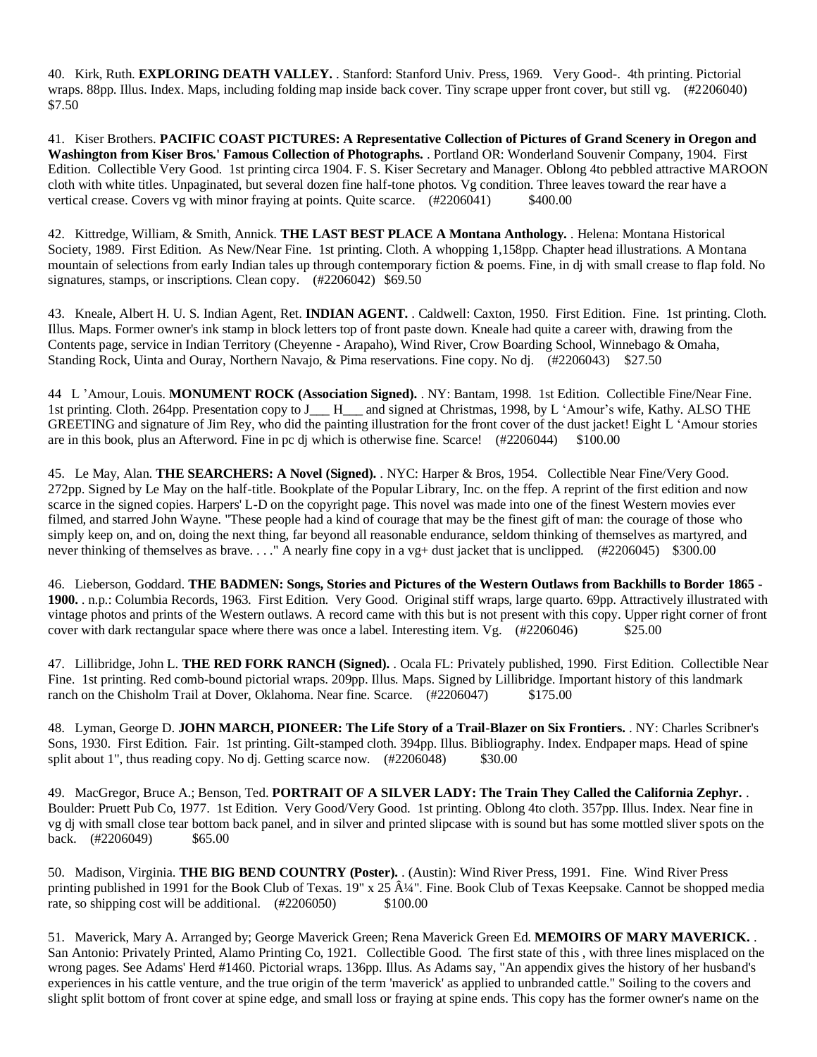40. Kirk, Ruth. **EXPLORING DEATH VALLEY.** . Stanford: Stanford Univ. Press, 1969. Very Good-. 4th printing. Pictorial wraps. 88pp. Illus. Index. Maps, including folding map inside back cover. Tiny scrape upper front cover, but still vg. (#2206040) $7.50

41. Kiser Brothers. **PACIFIC COAST PICTURES: A Representative Collection of Pictures of Grand Scenery in Oregon and Washington from Kiser Bros.' Famous Collection of Photographs.** . Portland OR: Wonderland Souvenir Company, 1904. First Edition. Collectible Very Good. 1st printing circa 1904. F. S. Kiser Secretary and Manager. Oblong 4to pebbled attractive MAROON cloth with white titles. Unpaginated, but several dozen fine half-tone photos. Vg condition. Three leaves toward the rear have a vertical crease. Covers vg with minor fraying at points. Quite scarce. (#2206041) $400.00

42. Kittredge, William, & Smith, Annick. **THE LAST BEST PLACE A Montana Anthology.** . Helena: Montana Historical Society, 1989. First Edition. As New/Near Fine. 1st printing. Cloth. A whopping 1,158pp. Chapter head illustrations. A Montana mountain of selections from early Indian tales up through contemporary fiction & poems. Fine, in dj with small crease to flap fold. No signatures, stamps, or inscriptions. Clean copy. (#2206042) $69.50

43. Kneale, Albert H. U. S. Indian Agent, Ret. **INDIAN AGENT.** . Caldwell: Caxton, 1950. First Edition. Fine. 1st printing. Cloth. Illus. Maps. Former owner's ink stamp in block letters top of front paste down. Kneale had quite a career with, drawing from the Contents page, service in Indian Territory (Cheyenne - Arapaho), Wind River, Crow Boarding School, Winnebago & Omaha, Standing Rock, Uinta and Ouray, Northern Navajo, & Pima reservations. Fine copy. No dj. (#2206043) $27.50

44 L 'Amour, Louis. **MONUMENT ROCK (Association Signed).** . NY: Bantam, 1998. 1st Edition. Collectible Fine/Near Fine. 1st printing. Cloth. 264pp. Presentation copy to J___ H___ and signed at Christmas, 1998, by L 'Amour's wife, Kathy. ALSO THE GREETING and signature of Jim Rey, who did the painting illustration for the front cover of the dust jacket! Eight L 'Amour stories are in this book, plus an Afterword. Fine in pc dj which is otherwise fine. Scarce! (#2206044) $100.00

45. Le May, Alan. **THE SEARCHERS: A Novel (Signed).** . NYC: Harper & Bros, 1954. Collectible Near Fine/Very Good. 272pp. Signed by Le May on the half-title. Bookplate of the Popular Library, Inc. on the ffep. A reprint of the first edition and now scarce in the signed copies. Harpers' L-D on the copyright page. This novel was made into one of the finest Western movies ever filmed, and starred John Wayne. "These people had a kind of courage that may be the finest gift of man: the courage of those who simply keep on, and on, doing the next thing, far beyond all reasonable endurance, seldom thinking of themselves as martyred, and never thinking of themselves as brave. . . ." A nearly fine copy in a vg+ dust jacket that is unclipped. (#2206045) $300.00

46. Lieberson, Goddard. **THE BADMEN: Songs, Stories and Pictures of the Western Outlaws from Backhills to Border 1865 - 1900.** . n.p.: Columbia Records, 1963. First Edition. Very Good. Original stiff wraps, large quarto. 69pp. Attractively illustrated with vintage photos and prints of the Western outlaws. A record came with this but is not present with this copy. Upper right corner of front cover with dark rectangular space where there was once a label. Interesting item. Vg. (#2206046) $25.00

47. Lillibridge, John L. **THE RED FORK RANCH (Signed).** . Ocala FL: Privately published, 1990. First Edition. Collectible Near Fine. 1st printing. Red comb-bound pictorial wraps. 209pp. Illus. Maps. Signed by Lillibridge. Important history of this landmark ranch on the Chisholm Trail at Dover, Oklahoma. Near fine. Scarce. (#2206047) $175.00

48. Lyman, George D. **JOHN MARCH, PIONEER: The Life Story of a Trail-Blazer on Six Frontiers.** . NY: Charles Scribner's Sons, 1930. First Edition. Fair. 1st printing. Gilt-stamped cloth. 394pp. Illus. Bibliography. Index. Endpaper maps. Head of spine split about 1", thus reading copy. No dj. Getting scarce now. (#2206048) $30.00

49. MacGregor, Bruce A.; Benson, Ted. **PORTRAIT OF A SILVER LADY: The Train They Called the California Zephyr.** . Boulder: Pruett Pub Co, 1977. 1st Edition. Very Good/Very Good. 1st printing. Oblong 4to cloth. 357pp. Illus. Index. Near fine in vg dj with small close tear bottom back panel, and in silver and printed slipcase with is sound but has some mottled sliver spots on the back. (#2206049) $65.00

50. Madison, Virginia. **THE BIG BEND COUNTRY (Poster).** . (Austin): Wind River Press, 1991. Fine. Wind River Press printing published in 1991 for the Book Club of Texas. 19" x 25 Â¼". Fine. Book Club of Texas Keepsake. Cannot be shopped media rate, so shipping cost will be additional. (#2206050) $100.00

51. Maverick, Mary A. Arranged by; George Maverick Green; Rena Maverick Green Ed. **MEMOIRS OF MARY MAVERICK.** . San Antonio: Privately Printed, Alamo Printing Co, 1921. Collectible Good. The first state of this , with three lines misplaced on the wrong pages. See Adams' Herd #1460. Pictorial wraps. 136pp. Illus. As Adams say, "An appendix gives the history of her husband's experiences in his cattle venture, and the true origin of the term 'maverick' as applied to unbranded cattle." Soiling to the covers and slight split bottom of front cover at spine edge, and small loss or fraying at spine ends. This copy has the former owner's name on the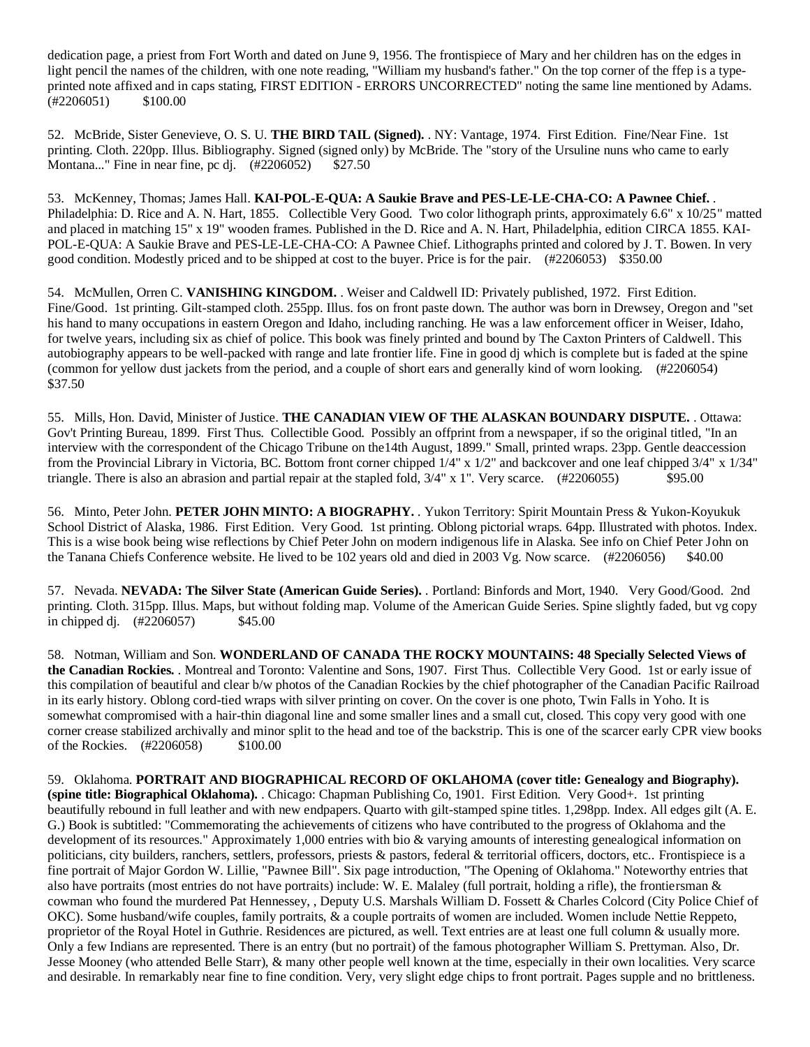dedication page, a priest from Fort Worth and dated on June 9, 1956. The frontispiece of Mary and her children has on the edges in light pencil the names of the children, with one note reading, "William my husband's father." On the top corner of the ffep is a type-printed note affixed and in caps stating, FIRST EDITION - ERRORS UNCORRECTED" noting the same line mentioned by Adams. (#2206051) $100.00

52. McBride, Sister Genevieve, O. S. U. **THE BIRD TAIL (Signed).** . NY: Vantage, 1974. First Edition. Fine/Near Fine. 1st printing. Cloth. 220pp. Illus. Bibliography. Signed (signed only) by McBride. The "story of the Ursuline nuns who came to early Montana..." Fine in near fine, pc dj. (#2206052) $27.50

53. McKenney, Thomas; James Hall. **KAI-POL-E-QUA: A Saukie Brave and PES-LE-LE-CHA-CO: A Pawnee Chief.** . Philadelphia: D. Rice and A. N. Hart, 1855. Collectible Very Good. Two color lithograph prints, approximately 6.6" x 10/25" matted and placed in matching 15" x 19" wooden frames. Published in the D. Rice and A. N. Hart, Philadelphia, edition CIRCA 1855. KAI-POL-E-QUA: A Saukie Brave and PES-LE-LE-CHA-CO: A Pawnee Chief. Lithographs printed and colored by J. T. Bowen. In very good condition. Modestly priced and to be shipped at cost to the buyer. Price is for the pair. (#2206053) $350.00

54. McMullen, Orren C. **VANISHING KINGDOM.** . Weiser and Caldwell ID: Privately published, 1972. First Edition. Fine/Good. 1st printing. Gilt-stamped cloth. 255pp. Illus. fos on front paste down. The author was born in Drewsey, Oregon and "set his hand to many occupations in eastern Oregon and Idaho, including ranching. He was a law enforcement officer in Weiser, Idaho, for twelve years, including six as chief of police. This book was finely printed and bound by The Caxton Printers of Caldwell. This autobiography appears to be well-packed with range and late frontier life. Fine in good dj which is complete but is faded at the spine (common for yellow dust jackets from the period, and a couple of short ears and generally kind of worn looking. (#2206054) $37.50

55. Mills, Hon. David, Minister of Justice. **THE CANADIAN VIEW OF THE ALASKAN BOUNDARY DISPUTE.** . Ottawa: Gov't Printing Bureau, 1899. First Thus. Collectible Good. Possibly an offprint from a newspaper, if so the original titled, "In an interview with the correspondent of the Chicago Tribune on the14th August, 1899." Small, printed wraps. 23pp. Gentle deaccession from the Provincial Library in Victoria, BC. Bottom front corner chipped 1/4" x 1/2" and backcover and one leaf chipped 3/4" x 1/34" triangle. There is also an abrasion and partial repair at the stapled fold, 3/4" x 1". Very scarce. (#2206055) $95.00

56. Minto, Peter John. **PETER JOHN MINTO: A BIOGRAPHY.** . Yukon Territory: Spirit Mountain Press & Yukon-Koyukuk School District of Alaska, 1986. First Edition. Very Good. 1st printing. Oblong pictorial wraps. 64pp. Illustrated with photos. Index. This is a wise book being wise reflections by Chief Peter John on modern indigenous life in Alaska. See info on Chief Peter John on the Tanana Chiefs Conference website. He lived to be 102 years old and died in 2003 Vg. Now scarce. (#2206056) $40.00

57. Nevada. **NEVADA: The Silver State (American Guide Series).** . Portland: Binfords and Mort, 1940. Very Good/Good. 2nd printing. Cloth. 315pp. Illus. Maps, but without folding map. Volume of the American Guide Series. Spine slightly faded, but vg copy in chipped dj. (#2206057) $45.00

58. Notman, William and Son. **WONDERLAND OF CANADA THE ROCKY MOUNTAINS: 48 Specially Selected Views of the Canadian Rockies.** . Montreal and Toronto: Valentine and Sons, 1907. First Thus. Collectible Very Good. 1st or early issue of this compilation of beautiful and clear b/w photos of the Canadian Rockies by the chief photographer of the Canadian Pacific Railroad in its early history. Oblong cord-tied wraps with silver printing on cover. On the cover is one photo, Twin Falls in Yoho. It is somewhat compromised with a hair-thin diagonal line and some smaller lines and a small cut, closed. This copy very good with one corner crease stabilized archivally and minor split to the head and toe of the backstrip. This is one of the scarcer early CPR view books of the Rockies. (#2206058) $100.00

59. Oklahoma. **PORTRAIT AND BIOGRAPHICAL RECORD OF OKLAHOMA (cover title: Genealogy and Biography). (spine title: Biographical Oklahoma).** . Chicago: Chapman Publishing Co, 1901. First Edition. Very Good+. 1st printing beautifully rebound in full leather and with new endpapers. Quarto with gilt-stamped spine titles. 1,298pp. Index. All edges gilt (A. E. G.) Book is subtitled: "Commemorating the achievements of citizens who have contributed to the progress of Oklahoma and the development of its resources." Approximately 1,000 entries with bio & varying amounts of interesting genealogical information on politicians, city builders, ranchers, settlers, professors, priests & pastors, federal & territorial officers, doctors, etc.. Frontispiece is a fine portrait of Major Gordon W. Lillie, "Pawnee Bill". Six page introduction, "The Opening of Oklahoma." Noteworthy entries that also have portraits (most entries do not have portraits) include: W. E. Malaley (full portrait, holding a rifle), the frontiersman & cowman who found the murdered Pat Hennessey, , Deputy U.S. Marshals William D. Fossett & Charles Colcord (City Police Chief of OKC). Some husband/wife couples, family portraits, & a couple portraits of women are included. Women include Nettie Reppeto, proprietor of the Royal Hotel in Guthrie. Residences are pictured, as well. Text entries are at least one full column & usually more. Only a few Indians are represented. There is an entry (but no portrait) of the famous photographer William S. Prettyman. Also, Dr. Jesse Mooney (who attended Belle Starr), & many other people well known at the time, especially in their own localities. Very scarce and desirable. In remarkably near fine to fine condition. Very, very slight edge chips to front portrait. Pages supple and no brittleness.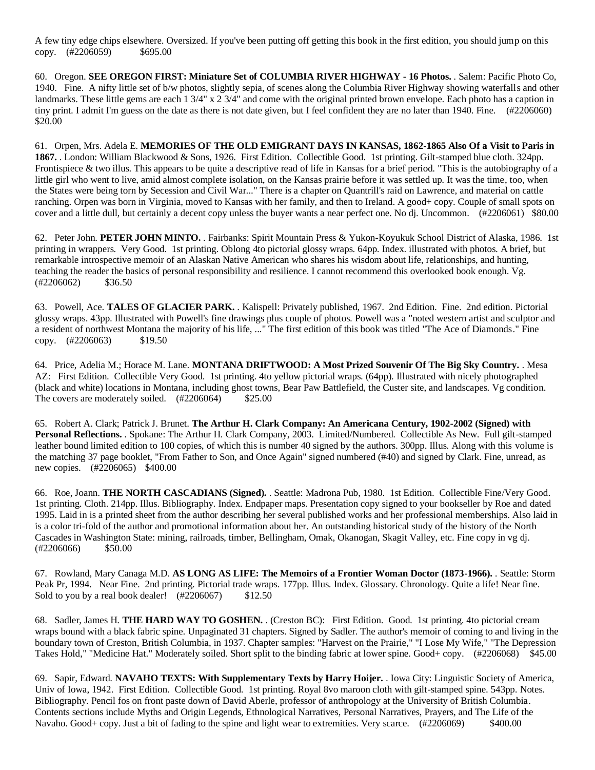A few tiny edge chips elsewhere. Oversized. If you've been putting off getting this book in the first edition, you should jump on this copy. (#2206059) $695.00

60. Oregon. **SEE OREGON FIRST: Miniature Set of COLUMBIA RIVER HIGHWAY - 16 Photos.** . Salem: Pacific Photo Co, 1940. Fine. A nifty little set of b/w photos, slightly sepia, of scenes along the Columbia River Highway showing waterfalls and other landmarks. These little gems are each 1 3/4" x 2 3/4" and come with the original printed brown envelope. Each photo has a caption in tiny print. I admit I'm guess on the date as there is not date given, but I feel confident they are no later than 1940. Fine. (#2206060) $20.00

61. Orpen, Mrs. Adela E. **MEMORIES OF THE OLD EMIGRANT DAYS IN KANSAS, 1862-1865 Also Of a Visit to Paris in 1867.** . London: William Blackwood & Sons, 1926. First Edition. Collectible Good. 1st printing. Gilt-stamped blue cloth. 324pp. Frontispiece & two illus. This appears to be quite a descriptive read of life in Kansas for a brief period. "This is the autobiography of a little girl who went to live, amid almost complete isolation, on the Kansas prairie before it was settled up. It was the time, too, when the States were being torn by Secession and Civil War..." There is a chapter on Quantrill's raid on Lawrence, and material on cattle ranching. Orpen was born in Virginia, moved to Kansas with her family, and then to Ireland. A good+ copy. Couple of small spots on cover and a little dull, but certainly a decent copy unless the buyer wants a near perfect one. No dj. Uncommon. (#2206061) $80.00

62. Peter John. **PETER JOHN MINTO.** . Fairbanks: Spirit Mountain Press & Yukon-Koyukuk School District of Alaska, 1986. 1st printing in wrappers. Very Good. 1st printing. Oblong 4to pictorial glossy wraps. 64pp. Index. illustrated with photos. A brief, but remarkable introspective memoir of an Alaskan Native American who shares his wisdom about life, relationships, and hunting, teaching the reader the basics of personal responsibility and resilience. I cannot recommend this overlooked book enough. Vg. (#2206062) $36.50

63. Powell, Ace. **TALES OF GLACIER PARK.** . Kalispell: Privately published, 1967. 2nd Edition. Fine. 2nd edition. Pictorial glossy wraps. 43pp. Illustrated with Powell's fine drawings plus couple of photos. Powell was a "noted western artist and sculptor and a resident of northwest Montana the majority of his life, ..." The first edition of this book was titled "The Ace of Diamonds." Fine copy. (#2206063) $19.50

64. Price, Adelia M.; Horace M. Lane. **MONTANA DRIFTWOOD: A Most Prized Souvenir Of The Big Sky Country.** . Mesa AZ: First Edition. Collectible Very Good. 1st printing. 4to yellow pictorial wraps. (64pp). Illustrated with nicely photographed (black and white) locations in Montana, including ghost towns, Bear Paw Battlefield, the Custer site, and landscapes. Vg condition. The covers are moderately soiled. (#2206064) $25.00

65. Robert A. Clark; Patrick J. Brunet. **The Arthur H. Clark Company: An Americana Century, 1902-2002 (Signed) with Personal Reflections.** . Spokane: The Arthur H. Clark Company, 2003. Limited/Numbered. Collectible As New. Full gilt-stamped leather bound limited edition to 100 copies, of which this is number 40 signed by the authors. 300pp. Illus. Along with this volume is the matching 37 page booklet, "From Father to Son, and Once Again" signed numbered (#40) and signed by Clark. Fine, unread, as new copies. (#2206065) $400.00

66. Roe, Joann. **THE NORTH CASCADIANS (Signed).** . Seattle: Madrona Pub, 1980. 1st Edition. Collectible Fine/Very Good. 1st printing. Cloth. 214pp. Illus. Bibliography. Index. Endpaper maps. Presentation copy signed to your bookseller by Roe and dated 1995. Laid in is a printed sheet from the author describing her several published works and her professional memberships. Also laid in is a color tri-fold of the author and promotional information about her. An outstanding historical study of the history of the North Cascades in Washington State: mining, railroads, timber, Bellingham, Omak, Okanogan, Skagit Valley, etc. Fine copy in vg dj. (#2206066) $50.00

67. Rowland, Mary Canaga M.D. **AS LONG AS LIFE: The Memoirs of a Frontier Woman Doctor (1873-1966).** . Seattle: Storm Peak Pr, 1994. Near Fine. 2nd printing. Pictorial trade wraps. 177pp. Illus. Index. Glossary. Chronology. Quite a life! Near fine. Sold to you by a real book dealer! (#2206067) $12.50

68. Sadler, James H. **THE HARD WAY TO GOSHEN.** . (Creston BC): First Edition. Good. 1st printing. 4to pictorial cream wraps bound with a black fabric spine. Unpaginated 31 chapters. Signed by Sadler. The author's memoir of coming to and living in the boundary town of Creston, British Columbia, in 1937. Chapter samples: "Harvest on the Prairie," "I Lose My Wife," "The Depression Takes Hold," "Medicine Hat." Moderately soiled. Short split to the binding fabric at lower spine. Good+ copy. (#2206068) $45.00

69. Sapir, Edward. **NAVAHO TEXTS: With Supplementary Texts by Harry Hoijer.** . Iowa City: Linguistic Society of America, Univ of Iowa, 1942. First Edition. Collectible Good. 1st printing. Royal 8vo maroon cloth with gilt-stamped spine. 543pp. Notes. Bibliography. Pencil fos on front paste down of David Aberle, professor of anthropology at the University of British Columbia. Contents sections include Myths and Origin Legends, Ethnological Narratives, Personal Narratives, Prayers, and The Life of the Navaho. Good+ copy. Just a bit of fading to the spine and light wear to extremities. Very scarce. (#2206069) $400.00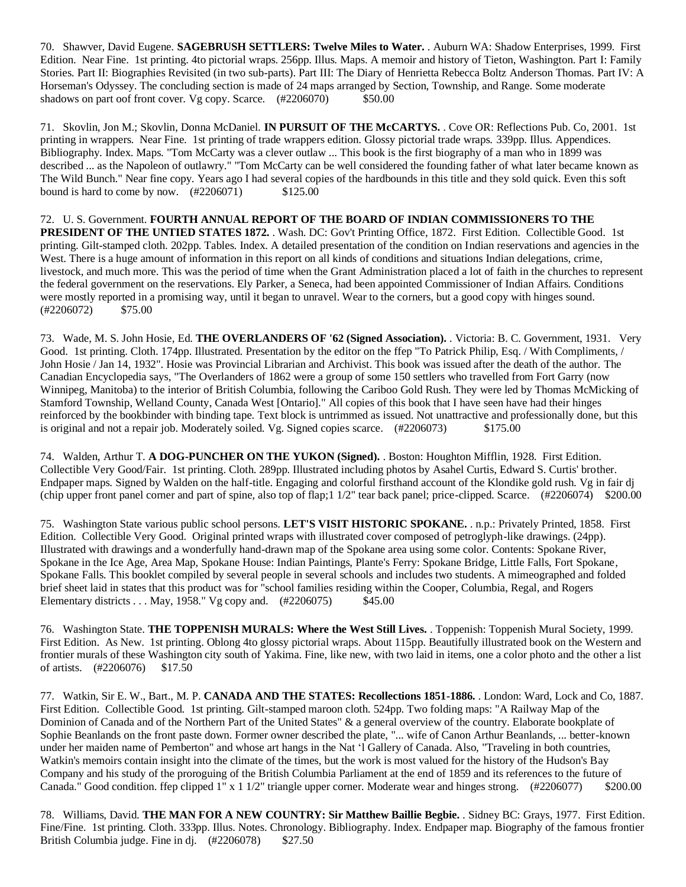70. Shawver, David Eugene. **SAGEBRUSH SETTLERS: Twelve Miles to Water.** . Auburn WA: Shadow Enterprises, 1999. First Edition. Near Fine. 1st printing. 4to pictorial wraps. 256pp. Illus. Maps. A memoir and history of Tieton, Washington. Part I: Family Stories. Part II: Biographies Revisited (in two sub-parts). Part III: The Diary of Henrietta Rebecca Boltz Anderson Thomas. Part IV: A Horseman's Odyssey. The concluding section is made of 24 maps arranged by Section, Township, and Range. Some moderate shadows on part oof front cover. Vg copy. Scarce. (#2206070) $50.00

71. Skovlin, Jon M.; Skovlin, Donna McDaniel. **IN PURSUIT OF THE McCARTYS.** . Cove OR: Reflections Pub. Co, 2001. 1st printing in wrappers. Near Fine. 1st printing of trade wrappers edition. Glossy pictorial trade wraps. 339pp. Illus. Appendices. Bibliography. Index. Maps. "Tom McCarty was a clever outlaw ... This book is the first biography of a man who in 1899 was described ... as the Napoleon of outlawry." "Tom McCarty can be well considered the founding father of what later became known as The Wild Bunch." Near fine copy. Years ago I had several copies of the hardbounds in this title and they sold quick. Even this soft bound is hard to come by now. (#2206071) $125.00

72. U. S. Government. **FOURTH ANNUAL REPORT OF THE BOARD OF INDIAN COMMISSIONERS TO THE PRESIDENT OF THE UNTIED STATES 1872.** . Wash. DC: Gov't Printing Office, 1872. First Edition. Collectible Good. 1st printing. Gilt-stamped cloth. 202pp. Tables. Index. A detailed presentation of the condition on Indian reservations and agencies in the West. There is a huge amount of information in this report on all kinds of conditions and situations Indian delegations, crime, livestock, and much more. This was the period of time when the Grant Administration placed a lot of faith in the churches to represent the federal government on the reservations. Ely Parker, a Seneca, had been appointed Commissioner of Indian Affairs. Conditions were mostly reported in a promising way, until it began to unravel. Wear to the corners, but a good copy with hinges sound. (#2206072) $75.00

73. Wade, M. S. John Hosie, Ed. **THE OVERLANDERS OF '62 (Signed Association).** . Victoria: B. C. Government, 1931. Very Good. 1st printing. Cloth. 174pp. Illustrated. Presentation by the editor on the ffep "To Patrick Philip, Esq. / With Compliments, / John Hosie / Jan 14, 1932". Hosie was Provincial Librarian and Archivist. This book was issued after the death of the author. The Canadian Encyclopedia says, "The Overlanders of 1862 were a group of some 150 settlers who travelled from Fort Garry (now Winnipeg, Manitoba) to the interior of British Columbia, following the Cariboo Gold Rush. They were led by Thomas McMicking of Stamford Township, Welland County, Canada West [Ontario]." All copies of this book that I have seen have had their hinges reinforced by the bookbinder with binding tape. Text block is untrimmed as issued. Not unattractive and professionally done, but this is original and not a repair job. Moderately soiled. Vg. Signed copies scarce. (#2206073) $175.00

74. Walden, Arthur T. **A DOG-PUNCHER ON THE YUKON (Signed).** . Boston: Houghton Mifflin, 1928. First Edition. Collectible Very Good/Fair. 1st printing. Cloth. 289pp. Illustrated including photos by Asahel Curtis, Edward S. Curtis' brother. Endpaper maps. Signed by Walden on the half-title. Engaging and colorful firsthand account of the Klondike gold rush. Vg in fair dj (chip upper front panel corner and part of spine, also top of flap;1 1/2" tear back panel; price-clipped. Scarce. (#2206074) $200.00

75. Washington State various public school persons. **LET'S VISIT HISTORIC SPOKANE.** . n.p.: Privately Printed, 1858. First Edition. Collectible Very Good. Original printed wraps with illustrated cover composed of petroglyph-like drawings. (24pp). Illustrated with drawings and a wonderfully hand-drawn map of the Spokane area using some color. Contents: Spokane River, Spokane in the Ice Age, Area Map, Spokane House: Indian Paintings, Plante's Ferry: Spokane Bridge, Little Falls, Fort Spokane, Spokane Falls. This booklet compiled by several people in several schools and includes two students. A mimeographed and folded brief sheet laid in states that this product was for "school families residing within the Cooper, Columbia, Regal, and Rogers Elementary districts . . . May, 1958." Vg copy and. (#2206075) $45.00

76. Washington State. **THE TOPPENISH MURALS: Where the West Still Lives.** . Toppenish: Toppenish Mural Society, 1999. First Edition. As New. 1st printing. Oblong 4to glossy pictorial wraps. About 115pp. Beautifully illustrated book on the Western and frontier murals of these Washington city south of Yakima. Fine, like new, with two laid in items, one a color photo and the other a list of artists. (#2206076) $17.50

77. Watkin, Sir E. W., Bart., M. P. **CANADA AND THE STATES: Recollections 1851-1886.** . London: Ward, Lock and Co, 1887. First Edition. Collectible Good. 1st printing. Gilt-stamped maroon cloth. 524pp. Two folding maps: "A Railway Map of the Dominion of Canada and of the Northern Part of the United States" & a general overview of the country. Elaborate bookplate of Sophie Beanlands on the front paste down. Former owner described the plate, "... wife of Canon Arthur Beanlands, ... better-known under her maiden name of Pemberton" and whose art hangs in the Nat 'l Gallery of Canada. Also, "Traveling in both countries, Watkin's memoirs contain insight into the climate of the times, but the work is most valued for the history of the Hudson's Bay Company and his study of the proroguing of the British Columbia Parliament at the end of 1859 and its references to the future of Canada." Good condition. ffep clipped 1" x 1 1/2" triangle upper corner. Moderate wear and hinges strong. (#2206077) $200.00

78. Williams, David. **THE MAN FOR A NEW COUNTRY: Sir Matthew Baillie Begbie.** . Sidney BC: Grays, 1977. First Edition. Fine/Fine. 1st printing. Cloth. 333pp. Illus. Notes. Chronology. Bibliography. Index. Endpaper map. Biography of the famous frontier British Columbia judge. Fine in dj. (#2206078) $27.50